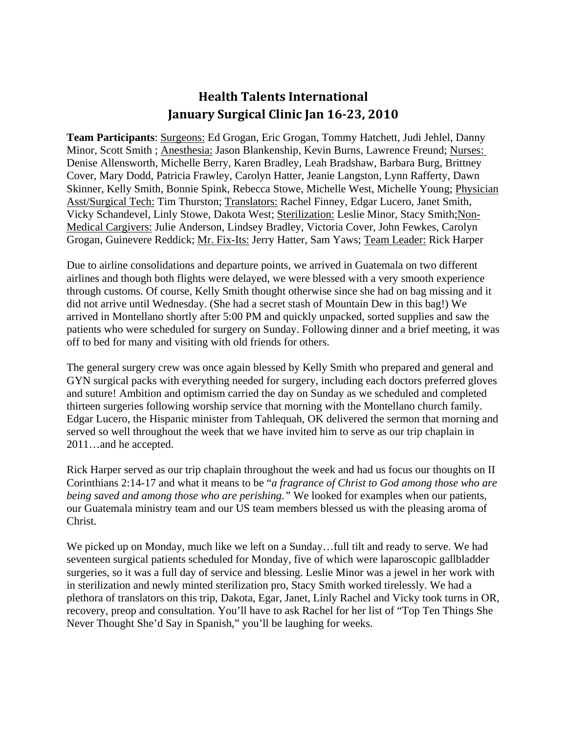# Health Talents International
# January Surgical Clinic Jan 16-23, 2010

**Team Participants**: Surgeons: Ed Grogan, Eric Grogan, Tommy Hatchett, Judi Jehlel, Danny Minor, Scott Smith ; Anesthesia: Jason Blankenship, Kevin Burns, Lawrence Freund; Nurses: Denise Allensworth, Michelle Berry, Karen Bradley, Leah Bradshaw, Barbara Burg, Brittney Cover, Mary Dodd, Patricia Frawley, Carolyn Hatter, Jeanie Langston, Lynn Rafferty, Dawn Skinner, Kelly Smith, Bonnie Spink, Rebecca Stowe, Michelle West, Michelle Young; Physician Asst/Surgical Tech: Tim Thurston; Translators: Rachel Finney, Edgar Lucero, Janet Smith, Vicky Schandevel, Linly Stowe, Dakota West; Sterilization: Leslie Minor, Stacy Smith;Non-Medical Cargivers: Julie Anderson, Lindsey Bradley, Victoria Cover, John Fewkes, Carolyn Grogan, Guinevere Reddick; Mr. Fix-Its: Jerry Hatter, Sam Yaws; Team Leader: Rick Harper

Due to airline consolidations and departure points, we arrived in Guatemala on two different airlines and though both flights were delayed, we were blessed with a very smooth experience through customs. Of course, Kelly Smith thought otherwise since she had on bag missing and it did not arrive until Wednesday. (She had a secret stash of Mountain Dew in this bag!) We arrived in Montellano shortly after 5:00 PM and quickly unpacked, sorted supplies and saw the patients who were scheduled for surgery on Sunday. Following dinner and a brief meeting, it was off to bed for many and visiting with old friends for others.

The general surgery crew was once again blessed by Kelly Smith who prepared and general and GYN surgical packs with everything needed for surgery, including each doctors preferred gloves and suture! Ambition and optimism carried the day on Sunday as we scheduled and completed thirteen surgeries following worship service that morning with the Montellano church family. Edgar Lucero, the Hispanic minister from Tahlequah, OK delivered the sermon that morning and served so well throughout the week that we have invited him to serve as our trip chaplain in 2011…and he accepted.

Rick Harper served as our trip chaplain throughout the week and had us focus our thoughts on II Corinthians 2:14-17 and what it means to be "*a fragrance of Christ to God among those who are being saved and among those who are perishing.*" We looked for examples when our patients, our Guatemala ministry team and our US team members blessed us with the pleasing aroma of Christ.

We picked up on Monday, much like we left on a Sunday…full tilt and ready to serve. We had seventeen surgical patients scheduled for Monday, five of which were laparoscopic gallbladder surgeries, so it was a full day of service and blessing. Leslie Minor was a jewel in her work with in sterilization and newly minted sterilization pro, Stacy Smith worked tirelessly. We had a plethora of translators on this trip, Dakota, Egar, Janet, Linly Rachel and Vicky took turns in OR, recovery, preop and consultation. You'll have to ask Rachel for her list of "Top Ten Things She Never Thought She'd Say in Spanish," you'll be laughing for weeks.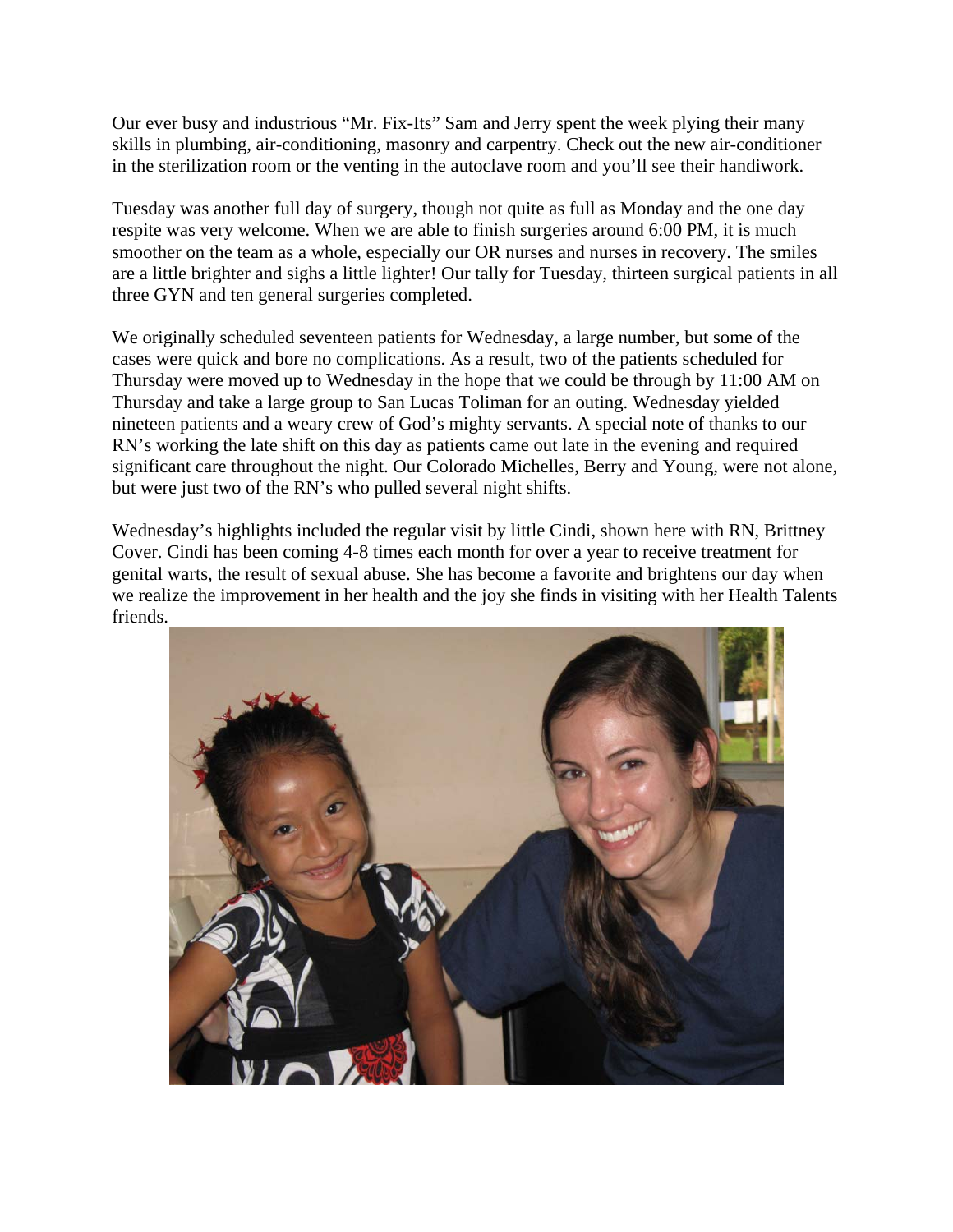Our ever busy and industrious "Mr. Fix-Its" Sam and Jerry spent the week plying their many skills in plumbing, air-conditioning, masonry and carpentry. Check out the new air-conditioner in the sterilization room or the venting in the autoclave room and you'll see their handiwork.

Tuesday was another full day of surgery, though not quite as full as Monday and the one day respite was very welcome. When we are able to finish surgeries around 6:00 PM, it is much smoother on the team as a whole, especially our OR nurses and nurses in recovery. The smiles are a little brighter and sighs a little lighter! Our tally for Tuesday, thirteen surgical patients in all three GYN and ten general surgeries completed.

We originally scheduled seventeen patients for Wednesday, a large number, but some of the cases were quick and bore no complications. As a result, two of the patients scheduled for Thursday were moved up to Wednesday in the hope that we could be through by 11:00 AM on Thursday and take a large group to San Lucas Toliman for an outing. Wednesday yielded nineteen patients and a weary crew of God's mighty servants. A special note of thanks to our RN's working the late shift on this day as patients came out late in the evening and required significant care throughout the night. Our Colorado Michelles, Berry and Young, were not alone, but were just two of the RN's who pulled several night shifts.

Wednesday's highlights included the regular visit by little Cindi, shown here with RN, Brittney Cover. Cindi has been coming 4-8 times each month for over a year to receive treatment for genital warts, the result of sexual abuse. She has become a favorite and brightens our day when we realize the improvement in her health and the joy she finds in visiting with her Health Talents friends.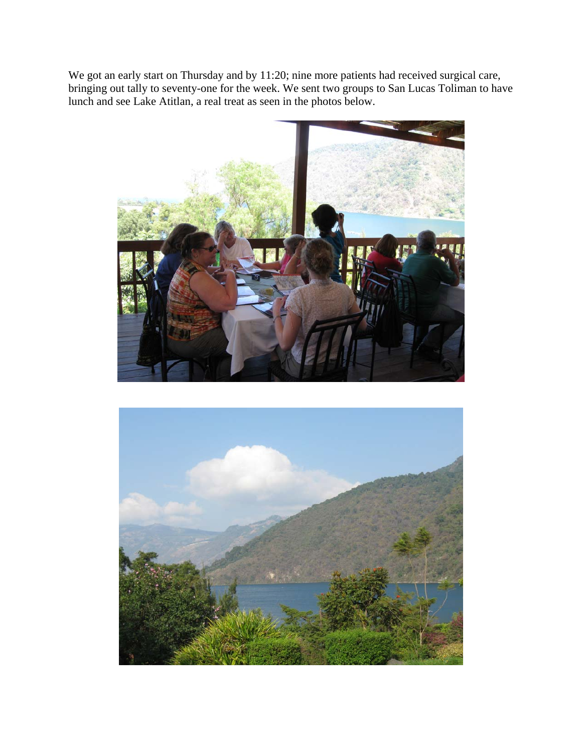We got an early start on Thursday and by 11:20; nine more patients had received surgical care, bringing out tally to seventy-one for the week. We sent two groups to San Lucas Toliman to have lunch and see Lake Atitlan, a real treat as seen in the photos below.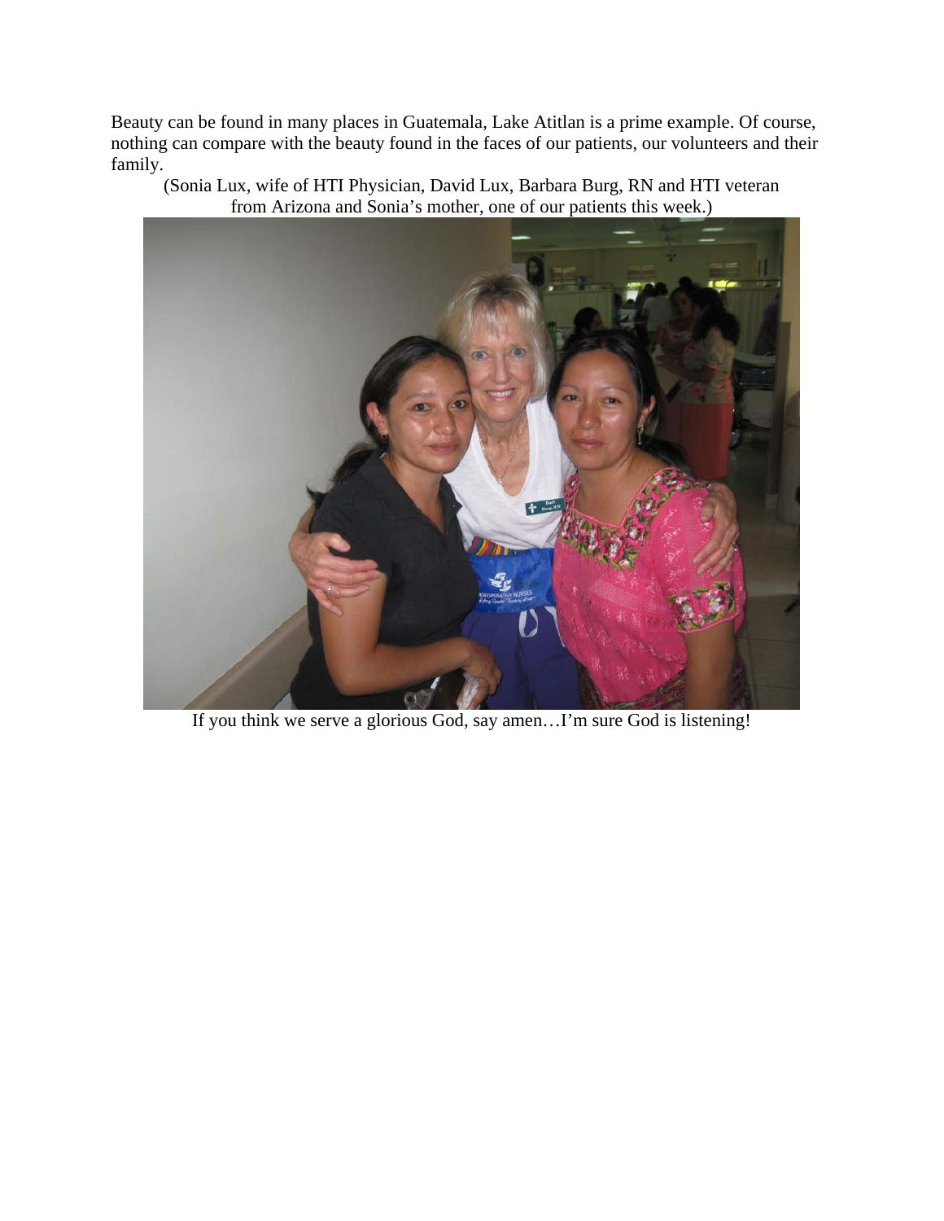Beauty can be found in many places in Guatemala, Lake Atitlan is a prime example. Of course, nothing can compare with the beauty found in the faces of our patients, our volunteers and their family.

(Sonia Lux, wife of HTI Physician, David Lux, Barbara Burg, RN and HTI veteran from Arizona and Sonia's mother, one of our patients this week.)

If you think we serve a glorious God, say amen…I'm sure God is listening!